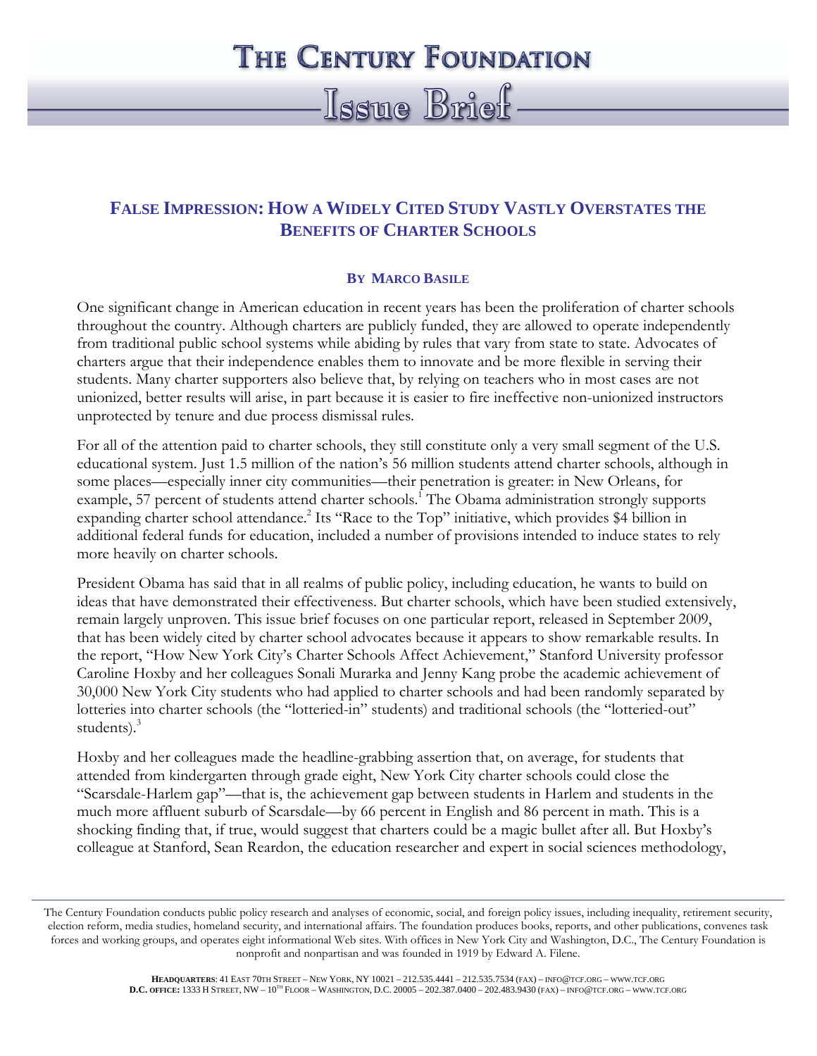# THE CENTURY FOUNDATION

## Issue Brief

## FALSE IMPRESSION: HOW A WIDELY CITED STUDY VASTLY OVERSTATES THE BENEFITS OF CHARTER SCHOOLS

**BY MARCO BASILE**

One significant change in American education in recent years has been the proliferation of charter schools throughout the country. Although charters are publicly funded, they are allowed to operate independently from traditional public school systems while abiding by rules that vary from state to state. Advocates of charters argue that their independence enables them to innovate and be more flexible in serving their students. Many charter supporters also believe that, by relying on teachers who in most cases are not unionized, better results will arise, in part because it is easier to fire ineffective non-unionized instructors unprotected by tenure and due process dismissal rules.

For all of the attention paid to charter schools, they still constitute only a very small segment of the U.S. educational system. Just 1.5 million of the nation's 56 million students attend charter schools, although in some places—especially inner city communities—their penetration is greater: in New Orleans, for example, 57 percent of students attend charter schools.[1] The Obama administration strongly supports expanding charter school attendance.[2] Its "Race to the Top" initiative, which provides $4 billion in additional federal funds for education, included a number of provisions intended to induce states to rely more heavily on charter schools.

President Obama has said that in all realms of public policy, including education, he wants to build on ideas that have demonstrated their effectiveness. But charter schools, which have been studied extensively, remain largely unproven. This issue brief focuses on one particular report, released in September 2009, that has been widely cited by charter school advocates because it appears to show remarkable results. In the report, "How New York City's Charter Schools Affect Achievement," Stanford University professor Caroline Hoxby and her colleagues Sonali Murarka and Jenny Kang probe the academic achievement of 30,000 New York City students who had applied to charter schools and had been randomly separated by lotteries into charter schools (the "lotteried-in" students) and traditional schools (the "lotteried-out" students).[3]

Hoxby and her colleagues made the headline-grabbing assertion that, on average, for students that attended from kindergarten through grade eight, New York City charter schools could close the "Scarsdale-Harlem gap"—that is, the achievement gap between students in Harlem and students in the much more affluent suburb of Scarsdale—by 66 percent in English and 86 percent in math. This is a shocking finding that, if true, would suggest that charters could be a magic bullet after all. But Hoxby's colleague at Stanford, Sean Reardon, the education researcher and expert in social sciences methodology,

The Century Foundation conducts public policy research and analyses of economic, social, and foreign policy issues, including inequality, retirement security, election reform, media studies, homeland security, and international affairs. The foundation produces books, reports, and other publications, convenes task forces and working groups, and operates eight informational Web sites. With offices in New York City and Washington, D.C., The Century Foundation is nonprofit and nonpartisan and was founded in 1919 by Edward A. Filene.

**HEADQUARTERS**: 41 EAST 70TH STREET – NEW YORK, NY 10021 – 212.535.4441 – 212.535.7534 (FAX) – INFO@TCF.ORG – WWW.TCF.ORG
**D.C. OFFICE:** 1333 H STREET, NW – 10TH FLOOR – WASHINGTON, D.C. 20005 – 202.387.0400 – 202.483.9430 (FAX) – INFO@TCF.ORG – WWW.TCF.ORG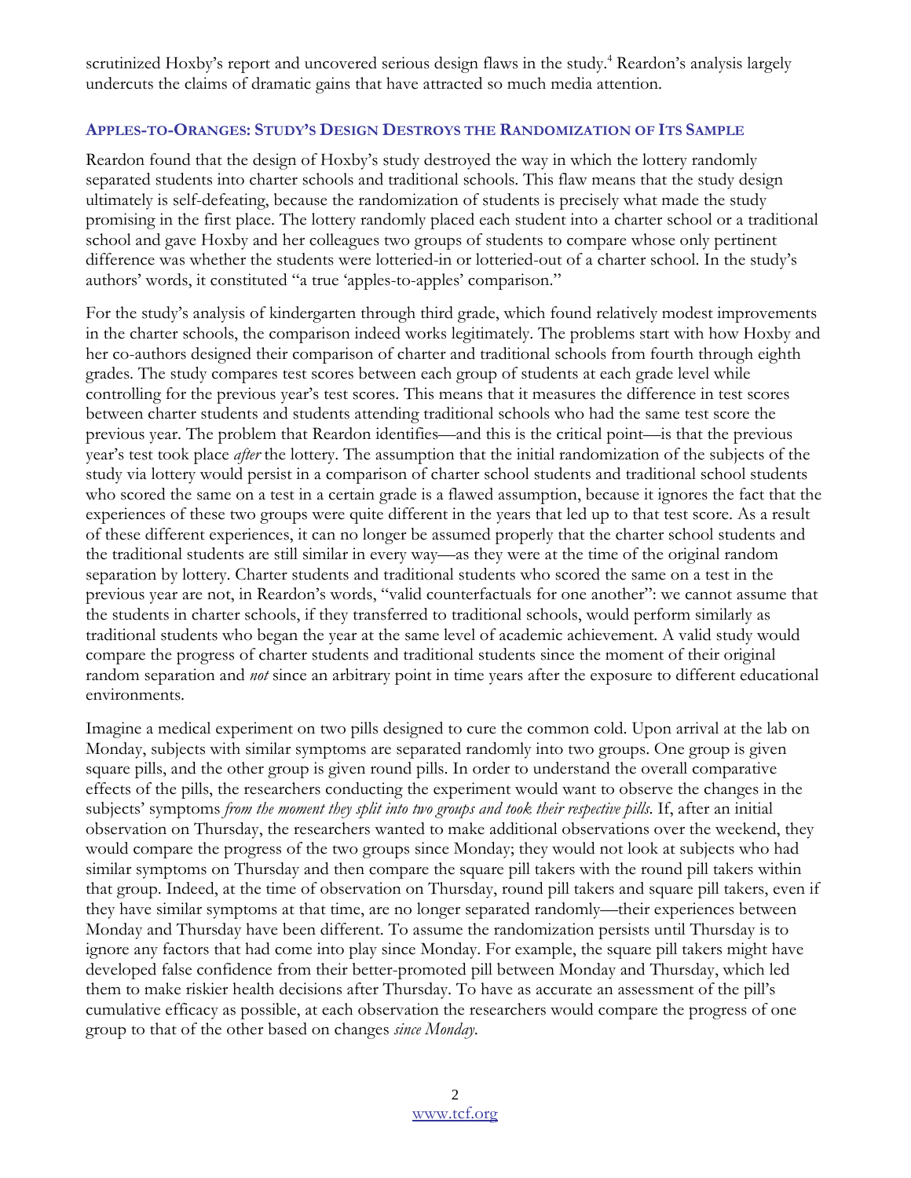scrutinized Hoxby's report and uncovered serious design flaws in the study.[4] Reardon's analysis largely undercuts the claims of dramatic gains that have attracted so much media attention.

### APPLES-TO-ORANGES: STUDY'S DESIGN DESTROYS THE RANDOMIZATION OF ITS SAMPLE

Reardon found that the design of Hoxby's study destroyed the way in which the lottery randomly separated students into charter schools and traditional schools. This flaw means that the study design ultimately is self-defeating, because the randomization of students is precisely what made the study promising in the first place. The lottery randomly placed each student into a charter school or a traditional school and gave Hoxby and her colleagues two groups of students to compare whose only pertinent difference was whether the students were lotteried-in or lotteried-out of a charter school. In the study's authors' words, it constituted "a true 'apples-to-apples' comparison."

For the study's analysis of kindergarten through third grade, which found relatively modest improvements in the charter schools, the comparison indeed works legitimately. The problems start with how Hoxby and her co-authors designed their comparison of charter and traditional schools from fourth through eighth grades. The study compares test scores between each group of students at each grade level while controlling for the previous year's test scores. This means that it measures the difference in test scores between charter students and students attending traditional schools who had the same test score the previous year. The problem that Reardon identifies—and this is the critical point—is that the previous year's test took place *after* the lottery. The assumption that the initial randomization of the subjects of the study via lottery would persist in a comparison of charter school students and traditional school students who scored the same on a test in a certain grade is a flawed assumption, because it ignores the fact that the experiences of these two groups were quite different in the years that led up to that test score. As a result of these different experiences, it can no longer be assumed properly that the charter school students and the traditional students are still similar in every way—as they were at the time of the original random separation by lottery. Charter students and traditional students who scored the same on a test in the previous year are not, in Reardon's words, "valid counterfactuals for one another": we cannot assume that the students in charter schools, if they transferred to traditional schools, would perform similarly as traditional students who began the year at the same level of academic achievement. A valid study would compare the progress of charter students and traditional students since the moment of their original random separation and *not* since an arbitrary point in time years after the exposure to different educational environments.

Imagine a medical experiment on two pills designed to cure the common cold. Upon arrival at the lab on Monday, subjects with similar symptoms are separated randomly into two groups. One group is given square pills, and the other group is given round pills. In order to understand the overall comparative effects of the pills, the researchers conducting the experiment would want to observe the changes in the subjects' symptoms *from the moment they split into two groups and took their respective pills*. If, after an initial observation on Thursday, the researchers wanted to make additional observations over the weekend, they would compare the progress of the two groups since Monday; they would not look at subjects who had similar symptoms on Thursday and then compare the square pill takers with the round pill takers within that group. Indeed, at the time of observation on Thursday, round pill takers and square pill takers, even if they have similar symptoms at that time, are no longer separated randomly—their experiences between Monday and Thursday have been different. To assume the randomization persists until Thursday is to ignore any factors that had come into play since Monday. For example, the square pill takers might have developed false confidence from their better-promoted pill between Monday and Thursday, which led them to make riskier health decisions after Thursday. To have as accurate an assessment of the pill's cumulative efficacy as possible, at each observation the researchers would compare the progress of one group to that of the other based on changes *since Monday*.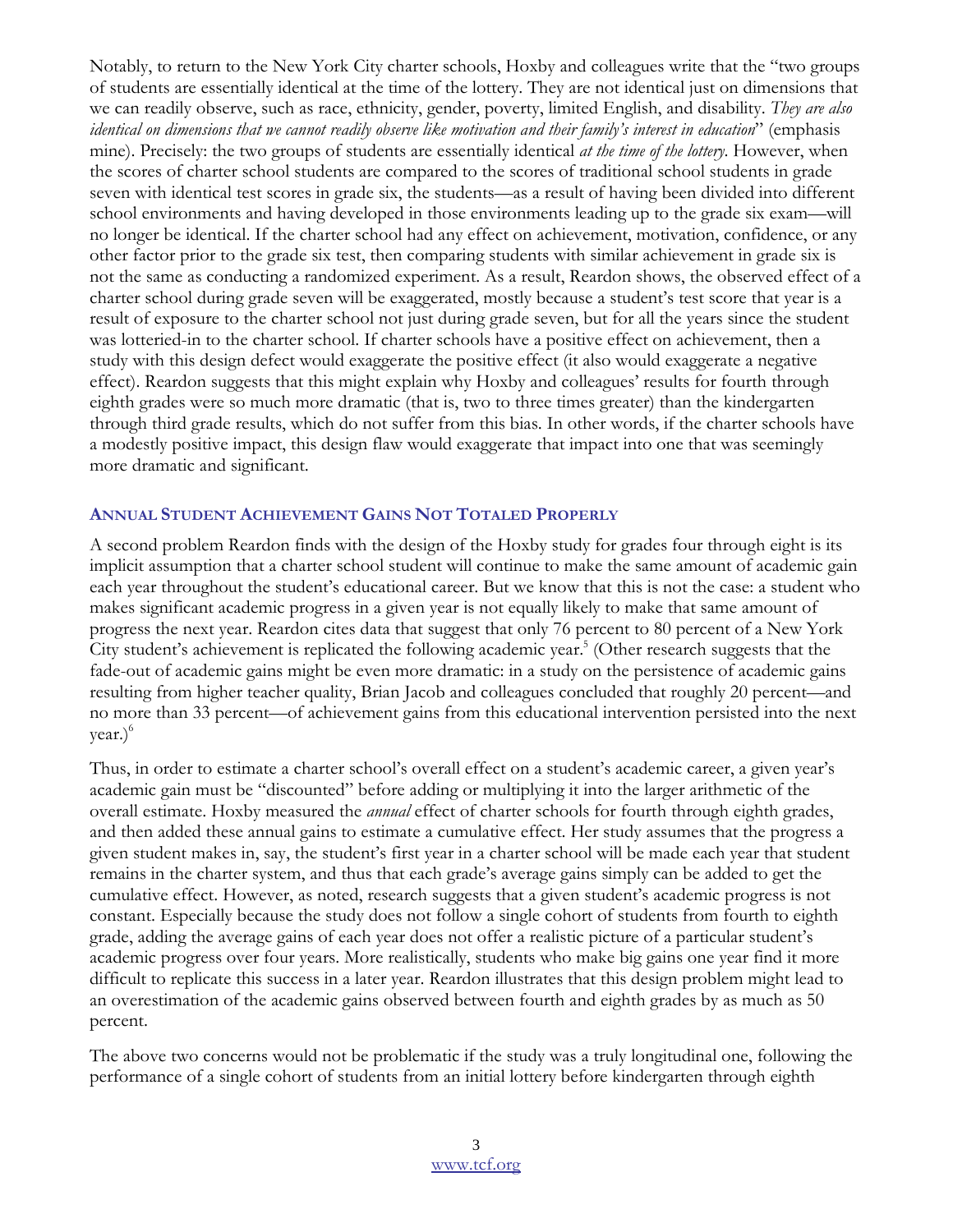Notably, to return to the New York City charter schools, Hoxby and colleagues write that the "two groups of students are essentially identical at the time of the lottery. They are not identical just on dimensions that we can readily observe, such as race, ethnicity, gender, poverty, limited English, and disability. *They are also identical on dimensions that we cannot readily observe like motivation and their family's interest in education*" (emphasis mine). Precisely: the two groups of students are essentially identical *at the time of the lottery*. However, when the scores of charter school students are compared to the scores of traditional school students in grade seven with identical test scores in grade six, the students—as a result of having been divided into different school environments and having developed in those environments leading up to the grade six exam—will no longer be identical. If the charter school had any effect on achievement, motivation, confidence, or any other factor prior to the grade six test, then comparing students with similar achievement in grade six is not the same as conducting a randomized experiment. As a result, Reardon shows, the observed effect of a charter school during grade seven will be exaggerated, mostly because a student's test score that year is a result of exposure to the charter school not just during grade seven, but for all the years since the student was lotteried-in to the charter school. If charter schools have a positive effect on achievement, then a study with this design defect would exaggerate the positive effect (it also would exaggerate a negative effect). Reardon suggests that this might explain why Hoxby and colleagues' results for fourth through eighth grades were so much more dramatic (that is, two to three times greater) than the kindergarten through third grade results, which do not suffer from this bias. In other words, if the charter schools have a modestly positive impact, this design flaw would exaggerate that impact into one that was seemingly more dramatic and significant.

## Annual Student Achievement Gains Not Totaled Properly

A second problem Reardon finds with the design of the Hoxby study for grades four through eight is its implicit assumption that a charter school student will continue to make the same amount of academic gain each year throughout the student's educational career. But we know that this is not the case: a student who makes significant academic progress in a given year is not equally likely to make that same amount of progress the next year. Reardon cites data that suggest that only 76 percent to 80 percent of a New York City student's achievement is replicated the following academic year.[5] (Other research suggests that the fade-out of academic gains might be even more dramatic: in a study on the persistence of academic gains resulting from higher teacher quality, Brian Jacob and colleagues concluded that roughly 20 percent—and no more than 33 percent—of achievement gains from this educational intervention persisted into the next year.)[6]

Thus, in order to estimate a charter school's overall effect on a student's academic career, a given year's academic gain must be "discounted" before adding or multiplying it into the larger arithmetic of the overall estimate. Hoxby measured the *annual* effect of charter schools for fourth through eighth grades, and then added these annual gains to estimate a cumulative effect. Her study assumes that the progress a given student makes in, say, the student's first year in a charter school will be made each year that student remains in the charter system, and thus that each grade's average gains simply can be added to get the cumulative effect. However, as noted, research suggests that a given student's academic progress is not constant. Especially because the study does not follow a single cohort of students from fourth to eighth grade, adding the average gains of each year does not offer a realistic picture of a particular student's academic progress over four years. More realistically, students who make big gains one year find it more difficult to replicate this success in a later year. Reardon illustrates that this design problem might lead to an overestimation of the academic gains observed between fourth and eighth grades by as much as 50 percent.

The above two concerns would not be problematic if the study was a truly longitudinal one, following the performance of a single cohort of students from an initial lottery before kindergarten through eighth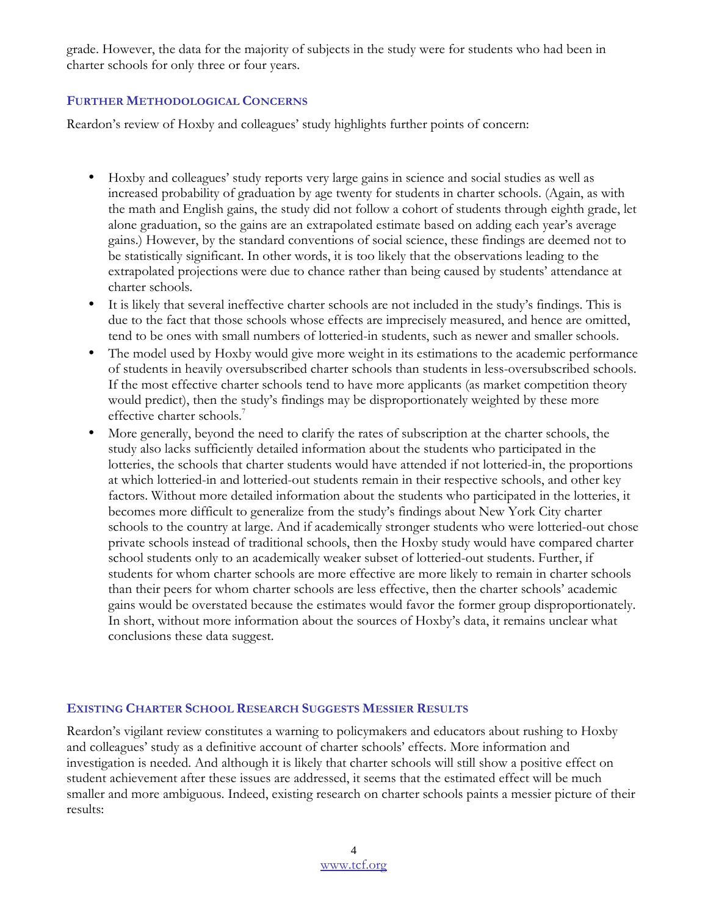grade. However, the data for the majority of subjects in the study were for students who had been in charter schools for only three or four years.

### Further Methodological Concerns

Reardon's review of Hoxby and colleagues' study highlights further points of concern:

- Hoxby and colleagues' study reports very large gains in science and social studies as well as increased probability of graduation by age twenty for students in charter schools. (Again, as with the math and English gains, the study did not follow a cohort of students through eighth grade, let alone graduation, so the gains are an extrapolated estimate based on adding each year's average gains.) However, by the standard conventions of social science, these findings are deemed not to be statistically significant. In other words, it is too likely that the observations leading to the extrapolated projections were due to chance rather than being caused by students' attendance at charter schools.
- It is likely that several ineffective charter schools are not included in the study's findings. This is due to the fact that those schools whose effects are imprecisely measured, and hence are omitted, tend to be ones with small numbers of lotteried-in students, such as newer and smaller schools.
- The model used by Hoxby would give more weight in its estimations to the academic performance of students in heavily oversubscribed charter schools than students in less-oversubscribed schools. If the most effective charter schools tend to have more applicants (as market competition theory would predict), then the study's findings may be disproportionately weighted by these more effective charter schools.[7]
- More generally, beyond the need to clarify the rates of subscription at the charter schools, the study also lacks sufficiently detailed information about the students who participated in the lotteries, the schools that charter students would have attended if not lotteried-in, the proportions at which lotteried-in and lotteried-out students remain in their respective schools, and other key factors. Without more detailed information about the students who participated in the lotteries, it becomes more difficult to generalize from the study's findings about New York City charter schools to the country at large. And if academically stronger students who were lotteried-out chose private schools instead of traditional schools, then the Hoxby study would have compared charter school students only to an academically weaker subset of lotteried-out students. Further, if students for whom charter schools are more effective are more likely to remain in charter schools than their peers for whom charter schools are less effective, then the charter schools' academic gains would be overstated because the estimates would favor the former group disproportionately. In short, without more information about the sources of Hoxby's data, it remains unclear what conclusions these data suggest.

### Existing Charter School Research Suggests Messier Results

Reardon's vigilant review constitutes a warning to policymakers and educators about rushing to Hoxby and colleagues' study as a definitive account of charter schools' effects. More information and investigation is needed. And although it is likely that charter schools will still show a positive effect on student achievement after these issues are addressed, it seems that the estimated effect will be much smaller and more ambiguous. Indeed, existing research on charter schools paints a messier picture of their results: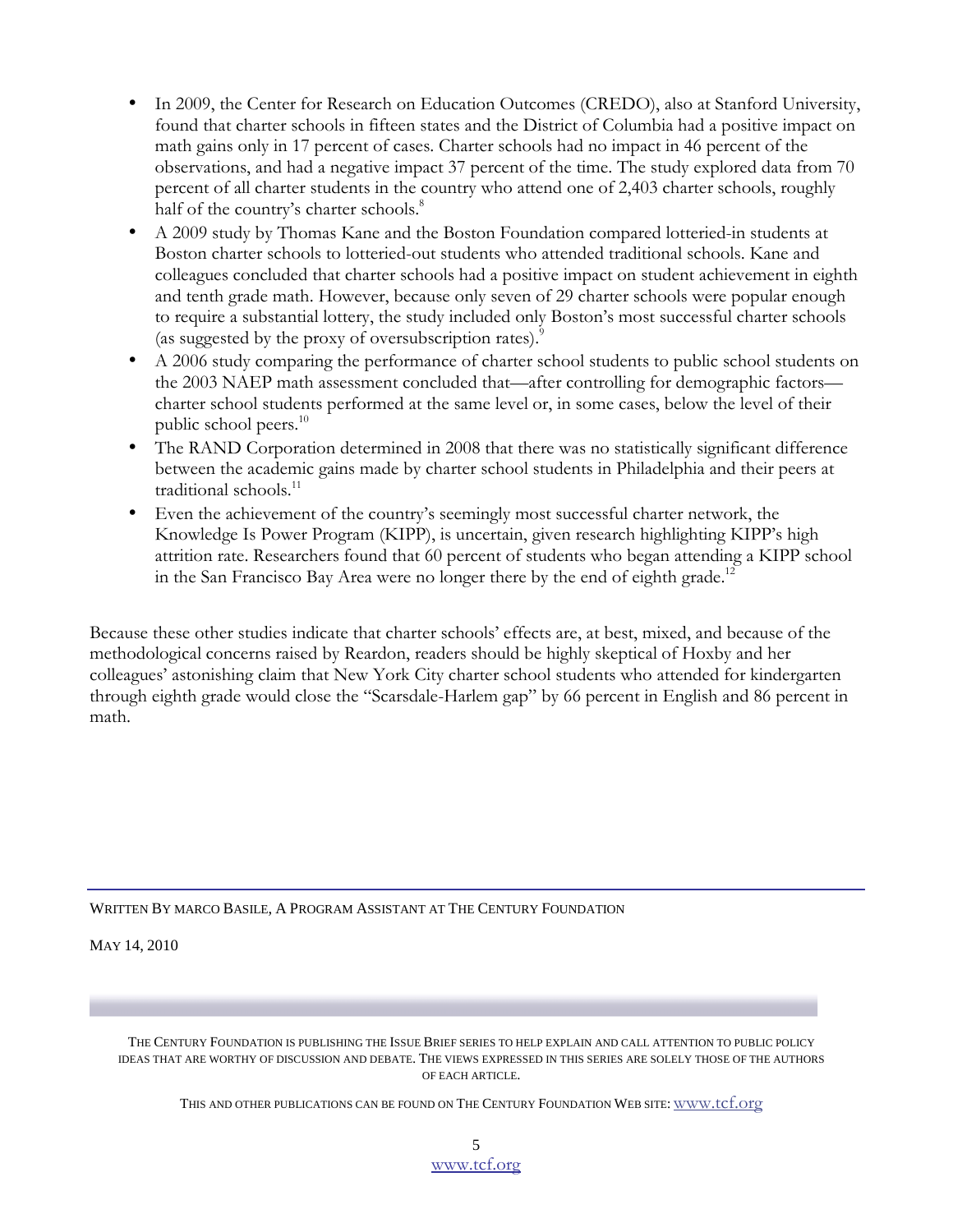- In 2009, the Center for Research on Education Outcomes (CREDO), also at Stanford University, found that charter schools in fifteen states and the District of Columbia had a positive impact on math gains only in 17 percent of cases. Charter schools had no impact in 46 percent of the observations, and had a negative impact 37 percent of the time. The study explored data from 70 percent of all charter students in the country who attend one of 2,403 charter schools, roughly half of the country's charter schools.[8]
- A 2009 study by Thomas Kane and the Boston Foundation compared lotteried-in students at Boston charter schools to lotteried-out students who attended traditional schools. Kane and colleagues concluded that charter schools had a positive impact on student achievement in eighth and tenth grade math. However, because only seven of 29 charter schools were popular enough to require a substantial lottery, the study included only Boston's most successful charter schools (as suggested by the proxy of oversubscription rates).[9]
- A 2006 study comparing the performance of charter school students to public school students on the 2003 NAEP math assessment concluded that—after controlling for demographic factors—charter school students performed at the same level or, in some cases, below the level of their public school peers.[10]
- The RAND Corporation determined in 2008 that there was no statistically significant difference between the academic gains made by charter school students in Philadelphia and their peers at traditional schools.[11]
- Even the achievement of the country's seemingly most successful charter network, the Knowledge Is Power Program (KIPP), is uncertain, given research highlighting KIPP's high attrition rate. Researchers found that 60 percent of students who began attending a KIPP school in the San Francisco Bay Area were no longer there by the end of eighth grade.[12]

Because these other studies indicate that charter schools' effects are, at best, mixed, and because of the methodological concerns raised by Reardon, readers should be highly skeptical of Hoxby and her colleagues' astonishing claim that New York City charter school students who attended for kindergarten through eighth grade would close the "Scarsdale-Harlem gap" by 66 percent in English and 86 percent in math.

---

WRITTEN BY MARCO BASILE, A PROGRAM ASSISTANT AT THE CENTURY FOUNDATION

MAY 14, 2010

THE CENTURY FOUNDATION IS PUBLISHING THE ISSUE BRIEF SERIES TO HELP EXPLAIN AND CALL ATTENTION TO PUBLIC POLICY IDEAS THAT ARE WORTHY OF DISCUSSION AND DEBATE. THE VIEWS EXPRESSED IN THIS SERIES ARE SOLELY THOSE OF THE AUTHORS OF EACH ARTICLE.

THIS AND OTHER PUBLICATIONS CAN BE FOUND ON THE CENTURY FOUNDATION WEB SITE: www.tcf.org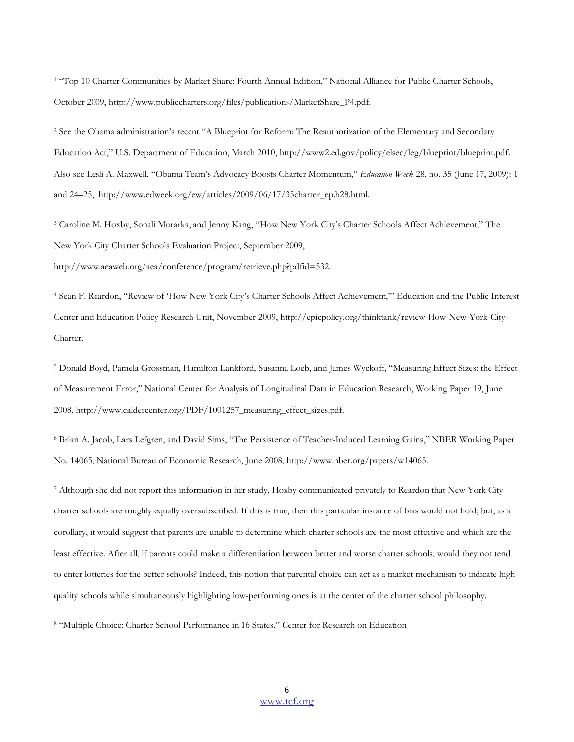[1] "Top 10 Charter Communities by Market Share: Fourth Annual Edition," National Alliance for Public Charter Schools, October 2009, http://www.publiccharters.org/files/publications/MarketShare_P4.pdf.

[2] See the Obama administration's recent "A Blueprint for Reform: The Reauthorization of the Elementary and Secondary Education Act," U.S. Department of Education, March 2010, http://www2.ed.gov/policy/elsec/leg/blueprint/blueprint.pdf. Also see Lesli A. Maxwell, "Obama Team's Advocacy Boosts Charter Momentum," *Education Week* 28, no. 35 (June 17, 2009): 1 and 24–25, http://www.edweek.org/ew/articles/2009/06/17/35charter_ep.h28.html.

[3] Caroline M. Hoxby, Sonali Murarka, and Jenny Kang, "How New York City's Charter Schools Affect Achievement," The New York City Charter Schools Evaluation Project, September 2009, http://www.aeaweb.org/aea/conference/program/retrieve.php?pdfid=532.

[4] Sean F. Reardon, "Review of 'How New York City's Charter Schools Affect Achievement,'" Education and the Public Interest Center and Education Policy Research Unit, November 2009, http://epicpolicy.org/thinktank/review-How-New-York-City-Charter.

[5] Donald Boyd, Pamela Grossman, Hamilton Lankford, Susanna Loeb, and James Wyckoff, "Measuring Effect Sizes: the Effect of Measurement Error," National Center for Analysis of Longitudinal Data in Education Research, Working Paper 19, June 2008, http://www.caldercenter.org/PDF/1001257_measuring_effect_sizes.pdf.

[6] Brian A. Jacob, Lars Lefgren, and David Sims, "The Persistence of Teacher-Induced Learning Gains," NBER Working Paper No. 14065, National Bureau of Economic Research, June 2008, http://www.nber.org/papers/w14065.

[7] Although she did not report this information in her study, Hoxby communicated privately to Reardon that New York City charter schools are roughly equally oversubscribed. If this is true, then this particular instance of bias would not hold; but, as a corollary, it would suggest that parents are unable to determine which charter schools are the most effective and which are the least effective. After all, if parents could make a differentiation between better and worse charter schools, would they not tend to enter lotteries for the better schools? Indeed, this notion that parental choice can act as a market mechanism to indicate high-quality schools while simultaneously highlighting low-performing ones is at the center of the charter school philosophy.

[8] "Multiple Choice: Charter School Performance in 16 States," Center for Research on Education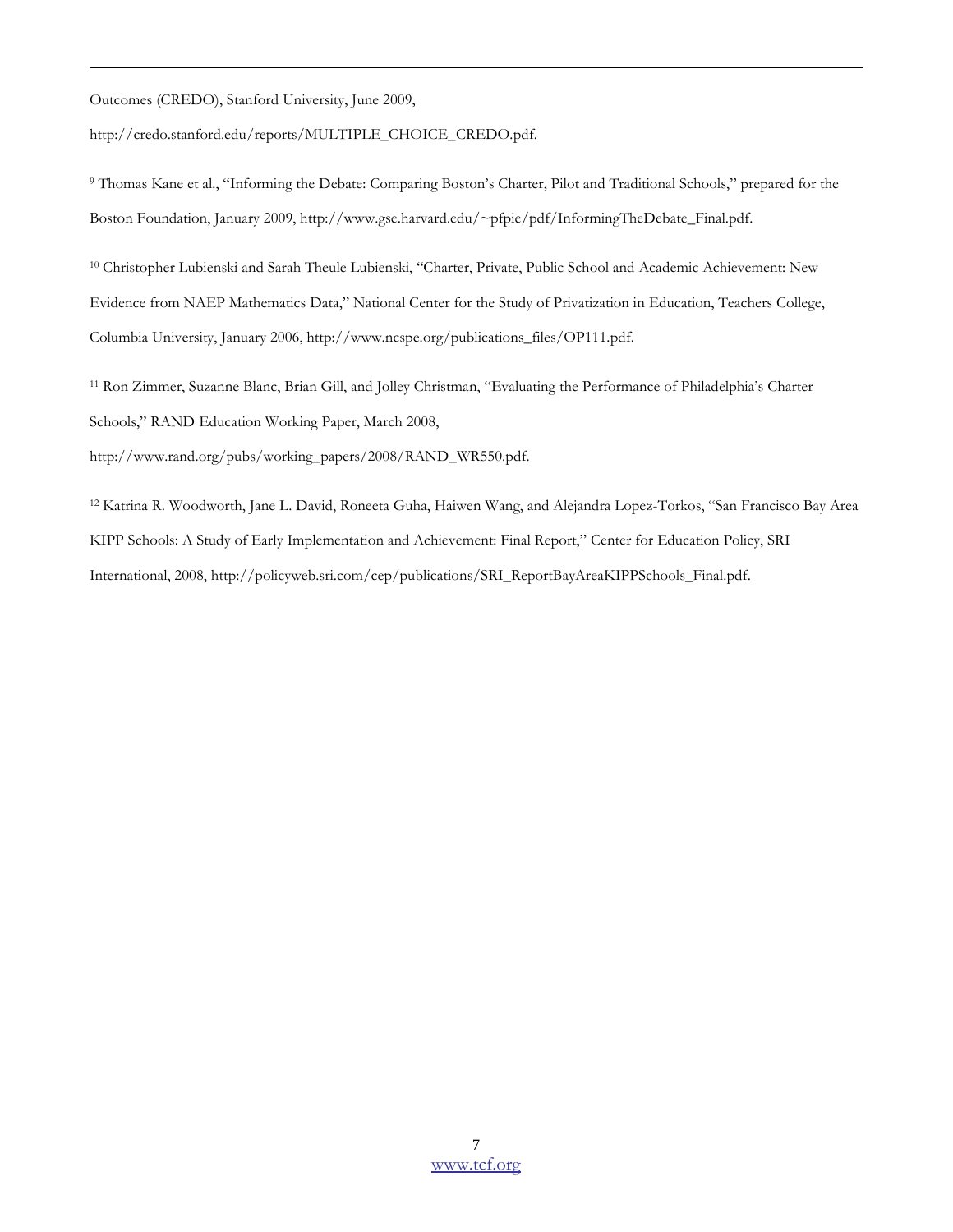Outcomes (CREDO), Stanford University, June 2009, http://credo.stanford.edu/reports/MULTIPLE_CHOICE_CREDO.pdf.

[9] Thomas Kane et al., "Informing the Debate: Comparing Boston's Charter, Pilot and Traditional Schools," prepared for the Boston Foundation, January 2009, http://www.gse.harvard.edu/~pfpie/pdf/InformingTheDebate_Final.pdf.

[10] Christopher Lubienski and Sarah Theule Lubienski, "Charter, Private, Public School and Academic Achievement: New Evidence from NAEP Mathematics Data," National Center for the Study of Privatization in Education, Teachers College, Columbia University, January 2006, http://www.ncspe.org/publications_files/OP111.pdf.

[11] Ron Zimmer, Suzanne Blanc, Brian Gill, and Jolley Christman, "Evaluating the Performance of Philadelphia's Charter Schools," RAND Education Working Paper, March 2008, http://www.rand.org/pubs/working_papers/2008/RAND_WR550.pdf.

[12] Katrina R. Woodworth, Jane L. David, Roneeta Guha, Haiwen Wang, and Alejandra Lopez-Torkos, "San Francisco Bay Area KIPP Schools: A Study of Early Implementation and Achievement: Final Report," Center for Education Policy, SRI International, 2008, http://policyweb.sri.com/cep/publications/SRI_ReportBayAreaKIPPSchools_Final.pdf.